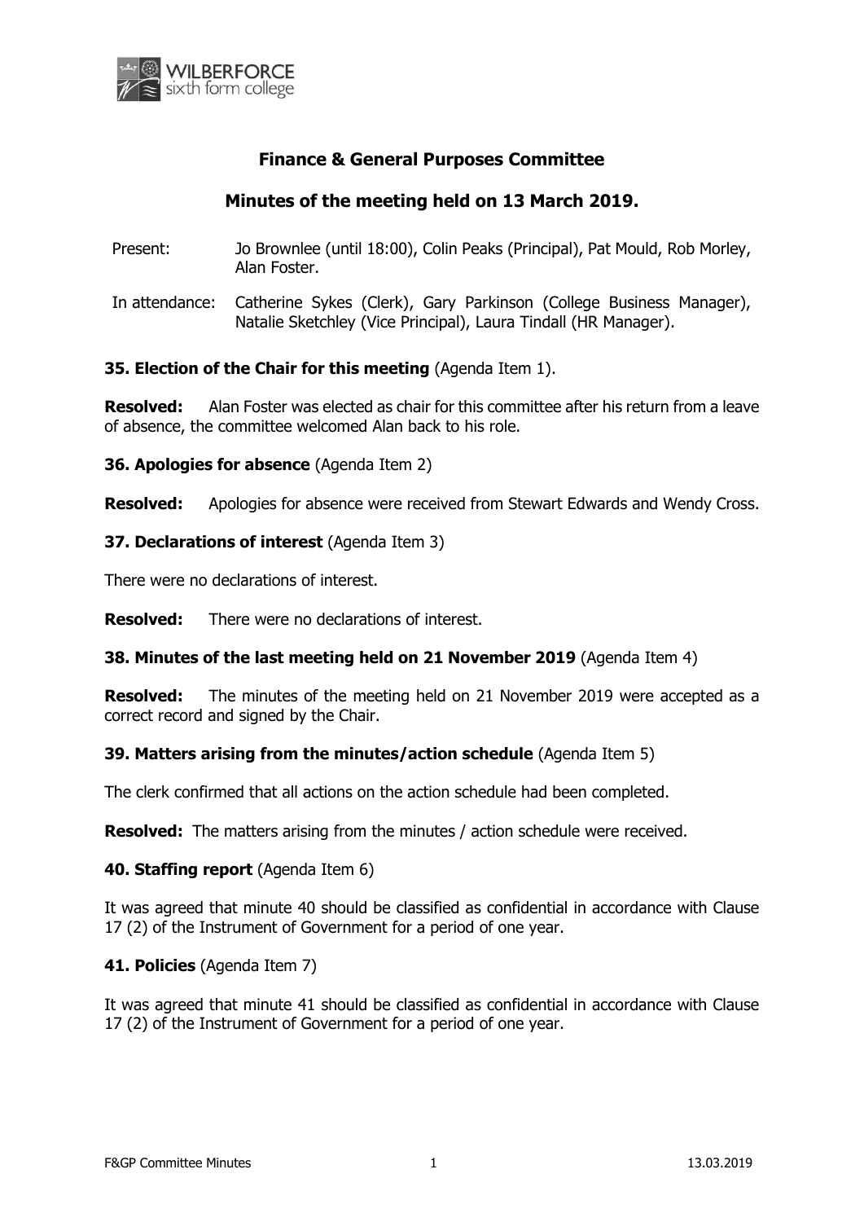# Finance & General Purposes Committee

## Minutes of the meeting held on 13 March 2019.

Present: Jo Brownlee (until 18:00), Colin Peaks (Principal), Pat Mould, Rob Morley, Alan Foster.

In attendance: Catherine Sykes (Clerk), Gary Parkinson (College Business Manager), Natalie Sketchley (Vice Principal), Laura Tindall (HR Manager).

**35. Election of the Chair for this meeting** (Agenda Item 1).

**Resolved:** Alan Foster was elected as chair for this committee after his return from a leave of absence, the committee welcomed Alan back to his role.

**36. Apologies for absence** (Agenda Item 2)

**Resolved:** Apologies for absence were received from Stewart Edwards and Wendy Cross.

**37. Declarations of interest** (Agenda Item 3)

There were no declarations of interest.

**Resolved:** There were no declarations of interest.

**38. Minutes of the last meeting held on 21 November 2019** (Agenda Item 4)

**Resolved:** The minutes of the meeting held on 21 November 2019 were accepted as a correct record and signed by the Chair.

**39. Matters arising from the minutes/action schedule** (Agenda Item 5)

The clerk confirmed that all actions on the action schedule had been completed.

**Resolved:** The matters arising from the minutes / action schedule were received.

**40. Staffing report** (Agenda Item 6)

It was agreed that minute 40 should be classified as confidential in accordance with Clause 17 (2) of the Instrument of Government for a period of one year.

**41. Policies** (Agenda Item 7)

It was agreed that minute 41 should be classified as confidential in accordance with Clause 17 (2) of the Instrument of Government for a period of one year.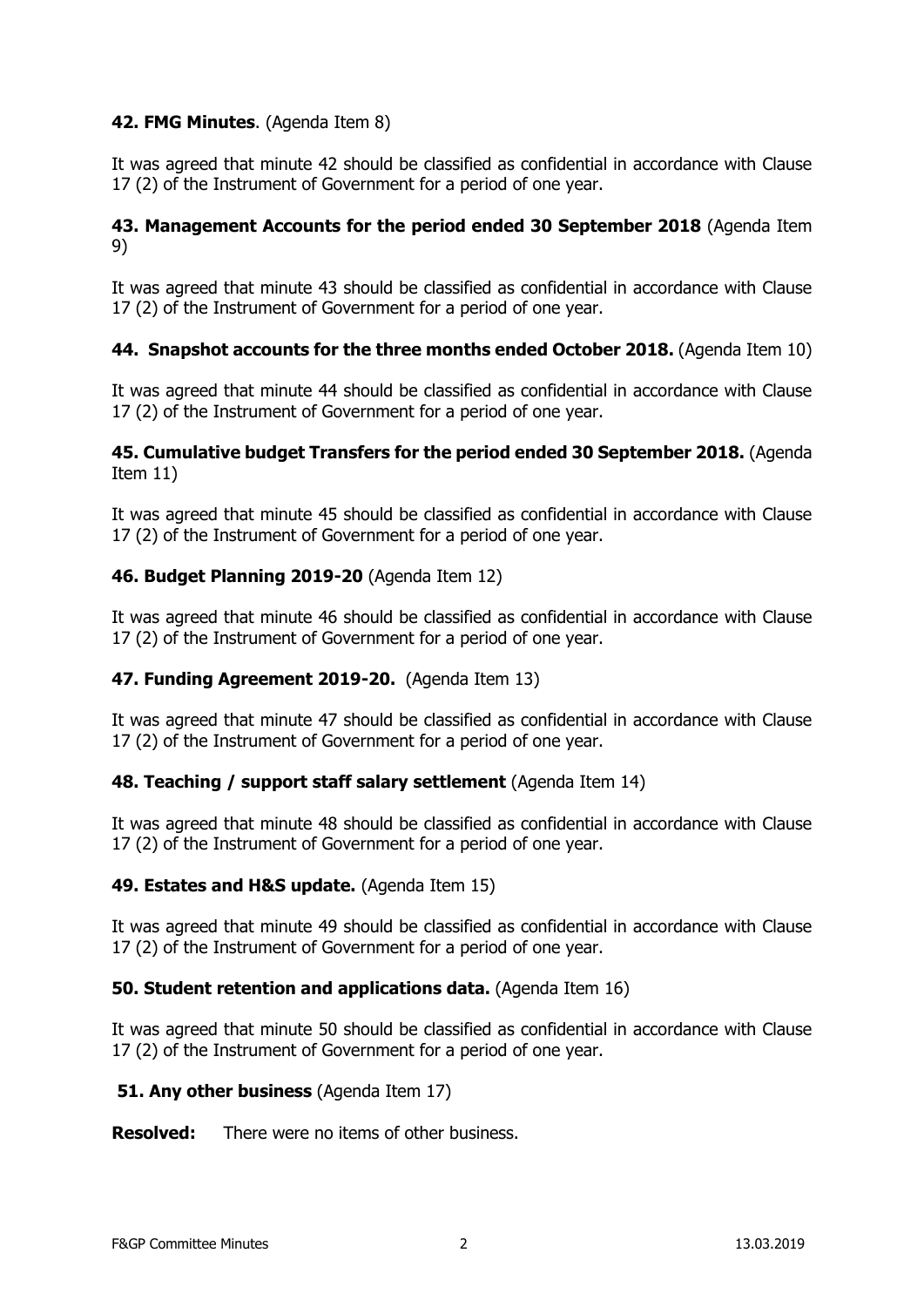**42. FMG Minutes**. (Agenda Item 8)

It was agreed that minute 42 should be classified as confidential in accordance with Clause 17 (2) of the Instrument of Government for a period of one year.

**43. Management Accounts for the period ended 30 September 2018** (Agenda Item 9)

It was agreed that minute 43 should be classified as confidential in accordance with Clause 17 (2) of the Instrument of Government for a period of one year.

**44. Snapshot accounts for the three months ended October 2018.** (Agenda Item 10)

It was agreed that minute 44 should be classified as confidential in accordance with Clause 17 (2) of the Instrument of Government for a period of one year.

**45. Cumulative budget Transfers for the period ended 30 September 2018.** (Agenda Item 11)

It was agreed that minute 45 should be classified as confidential in accordance with Clause 17 (2) of the Instrument of Government for a period of one year.

**46. Budget Planning 2019-20** (Agenda Item 12)

It was agreed that minute 46 should be classified as confidential in accordance with Clause 17 (2) of the Instrument of Government for a period of one year.

**47. Funding Agreement 2019-20.** (Agenda Item 13)

It was agreed that minute 47 should be classified as confidential in accordance with Clause 17 (2) of the Instrument of Government for a period of one year.

**48. Teaching / support staff salary settlement** (Agenda Item 14)

It was agreed that minute 48 should be classified as confidential in accordance with Clause 17 (2) of the Instrument of Government for a period of one year.

**49. Estates and H&S update.** (Agenda Item 15)

It was agreed that minute 49 should be classified as confidential in accordance with Clause 17 (2) of the Instrument of Government for a period of one year.

**50. Student retention and applications data.** (Agenda Item 16)

It was agreed that minute 50 should be classified as confidential in accordance with Clause 17 (2) of the Instrument of Government for a period of one year.

**51. Any other business** (Agenda Item 17)

**Resolved:** There were no items of other business.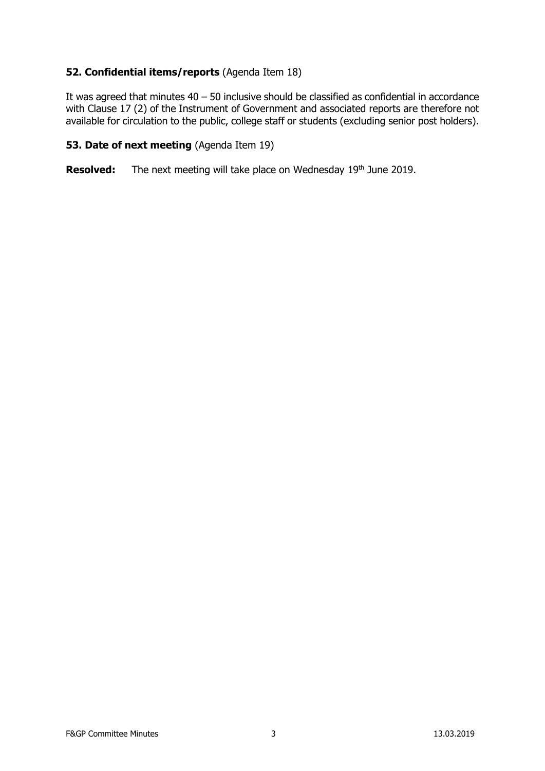**52. Confidential items/reports** (Agenda Item 18)

It was agreed that minutes 40 – 50 inclusive should be classified as confidential in accordance with Clause 17 (2) of the Instrument of Government and associated reports are therefore not available for circulation to the public, college staff or students (excluding senior post holders).

**53. Date of next meeting** (Agenda Item 19)

**Resolved:** The next meeting will take place on Wednesday 19th June 2019.